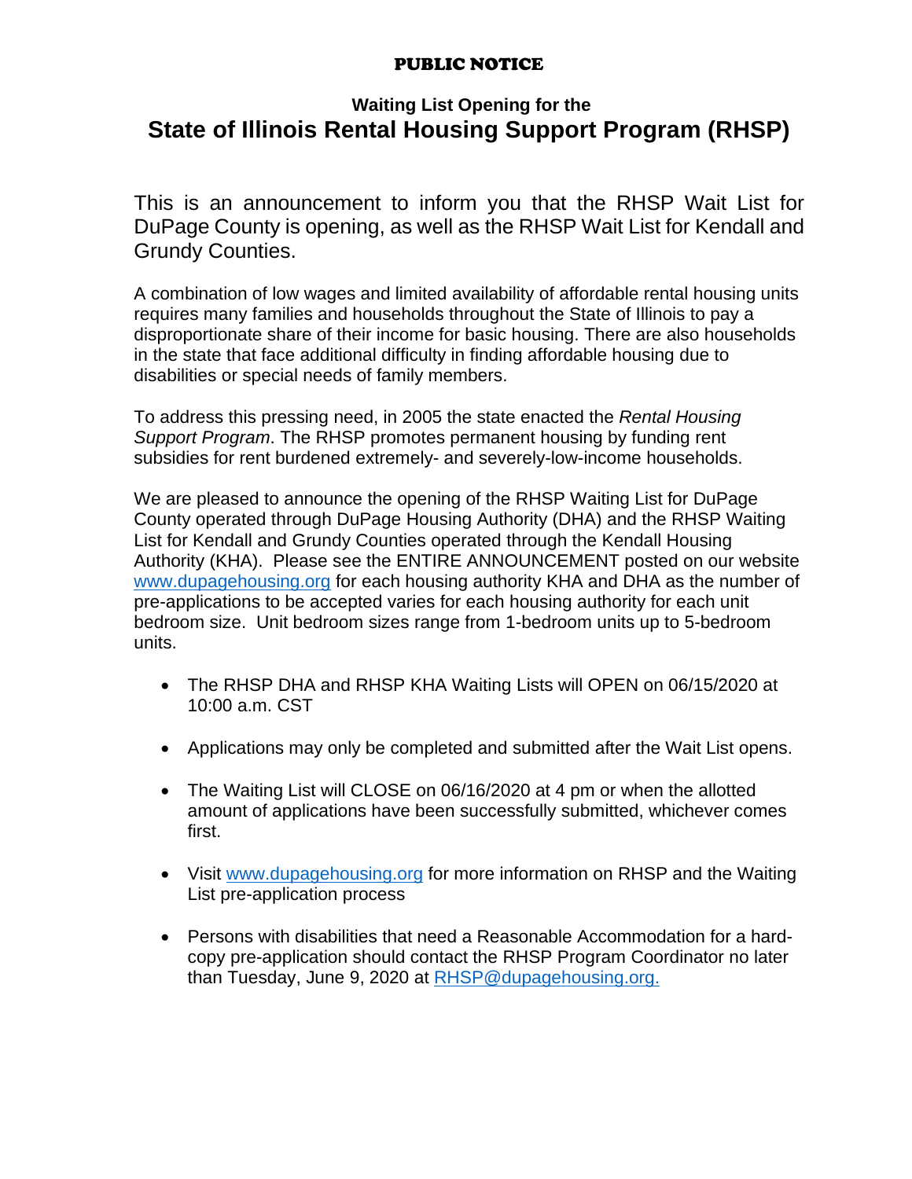**PUBLIC NOTICE**

### Waiting List Opening for the

# State of Illinois Rental Housing Support Program (RHSP)

This is an announcement to inform you that the RHSP Wait List for DuPage County is opening, as well as the RHSP Wait List for Kendall and Grundy Counties.

A combination of low wages and limited availability of affordable rental housing units requires many families and households throughout the State of Illinois to pay a disproportionate share of their income for basic housing. There are also households in the state that face additional difficulty in finding affordable housing due to disabilities or special needs of family members.

To address this pressing need, in 2005 the state enacted the *Rental Housing Support Program*. The RHSP promotes permanent housing by funding rent subsidies for rent burdened extremely- and severely-low-income households.

We are pleased to announce the opening of the RHSP Waiting List for DuPage County operated through DuPage Housing Authority (DHA) and the RHSP Waiting List for Kendall and Grundy Counties operated through the Kendall Housing Authority (KHA). Please see the ENTIRE ANNOUNCEMENT posted on our website www.dupagehousing.org for each housing authority KHA and DHA as the number of pre-applications to be accepted varies for each housing authority for each unit bedroom size. Unit bedroom sizes range from 1-bedroom units up to 5-bedroom units.

- The RHSP DHA and RHSP KHA Waiting Lists will OPEN on 06/15/2020 at 10:00 a.m. CST
- Applications may only be completed and submitted after the Wait List opens.
- The Waiting List will CLOSE on 06/16/2020 at 4 pm or when the allotted amount of applications have been successfully submitted, whichever comes first.
- Visit www.dupagehousing.org for more information on RHSP and the Waiting List pre-application process
- Persons with disabilities that need a Reasonable Accommodation for a hard-copy pre-application should contact the RHSP Program Coordinator no later than Tuesday, June 9, 2020 at RHSP@dupagehousing.org.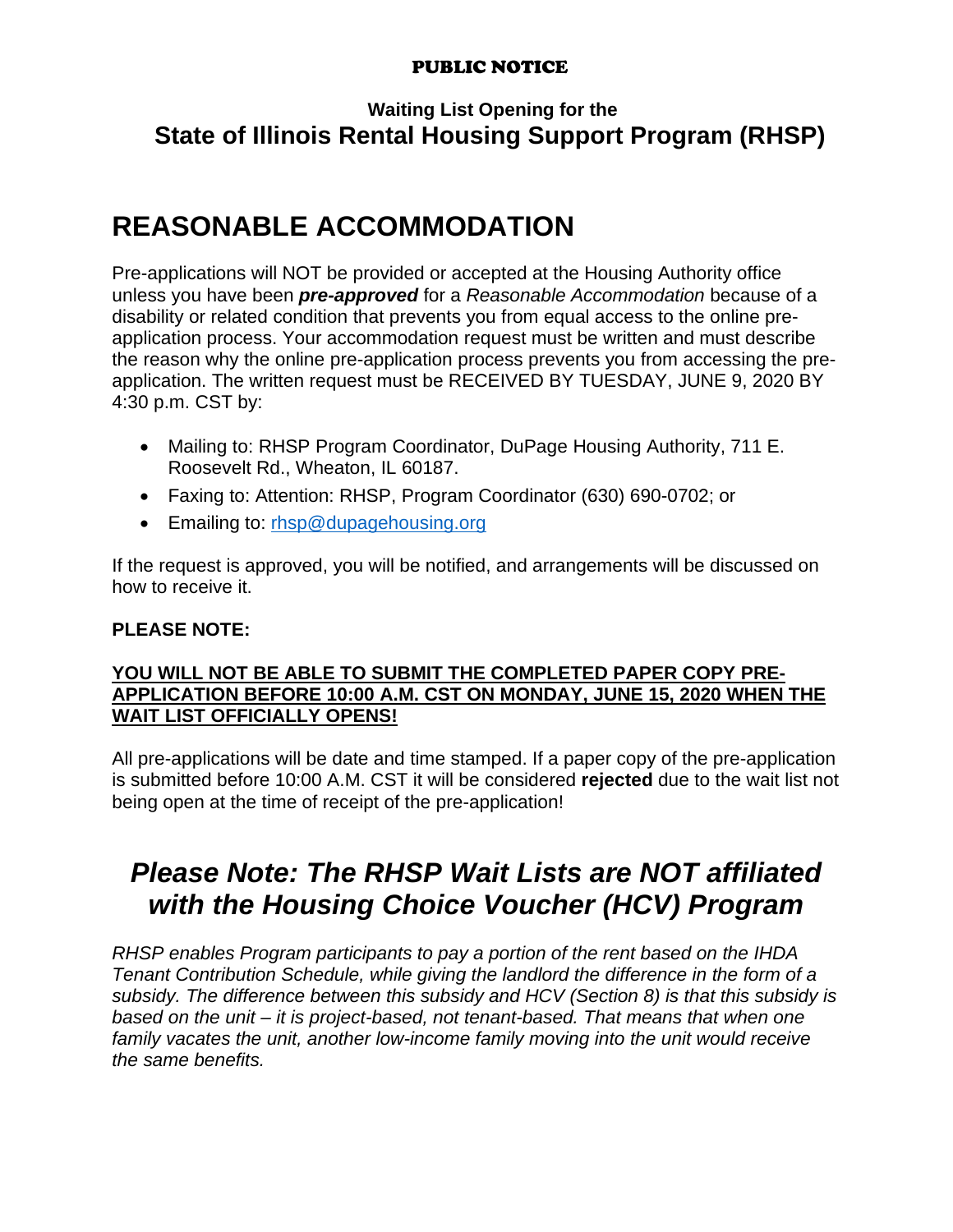PUBLIC NOTICE

### Waiting List Opening for the

## State of Illinois Rental Housing Support Program (RHSP)

# REASONABLE ACCOMMODATION

Pre-applications will NOT be provided or accepted at the Housing Authority office unless you have been ***pre-approved*** for a *Reasonable Accommodation* because of a disability or related condition that prevents you from equal access to the online pre-application process. Your accommodation request must be written and must describe the reason why the online pre-application process prevents you from accessing the pre-application. The written request must be RECEIVED BY TUESDAY, JUNE 9, 2020 BY 4:30 p.m. CST by:

- Mailing to: RHSP Program Coordinator, DuPage Housing Authority, 711 E. Roosevelt Rd., Wheaton, IL 60187.
- Faxing to: Attention: RHSP, Program Coordinator (630) 690-0702; or
- Emailing to: rhsp@dupagehousing.org

If the request is approved, you will be notified, and arrangements will be discussed on how to receive it.

**PLEASE NOTE:**

**YOU WILL NOT BE ABLE TO SUBMIT THE COMPLETED PAPER COPY PRE-APPLICATION BEFORE 10:00 A.M. CST ON MONDAY, JUNE 15, 2020 WHEN THE WAIT LIST OFFICIALLY OPENS!**

All pre-applications will be date and time stamped. If a paper copy of the pre-application is submitted before 10:00 A.M. CST it will be considered **rejected** due to the wait list not being open at the time of receipt of the pre-application!

## *Please Note: The RHSP Wait Lists are NOT affiliated with the Housing Choice Voucher (HCV) Program*

*RHSP enables Program participants to pay a portion of the rent based on the IHDA Tenant Contribution Schedule, while giving the landlord the difference in the form of a subsidy. The difference between this subsidy and HCV (Section 8) is that this subsidy is based on the unit – it is project-based, not tenant-based. That means that when one family vacates the unit, another low-income family moving into the unit would receive the same benefits.*